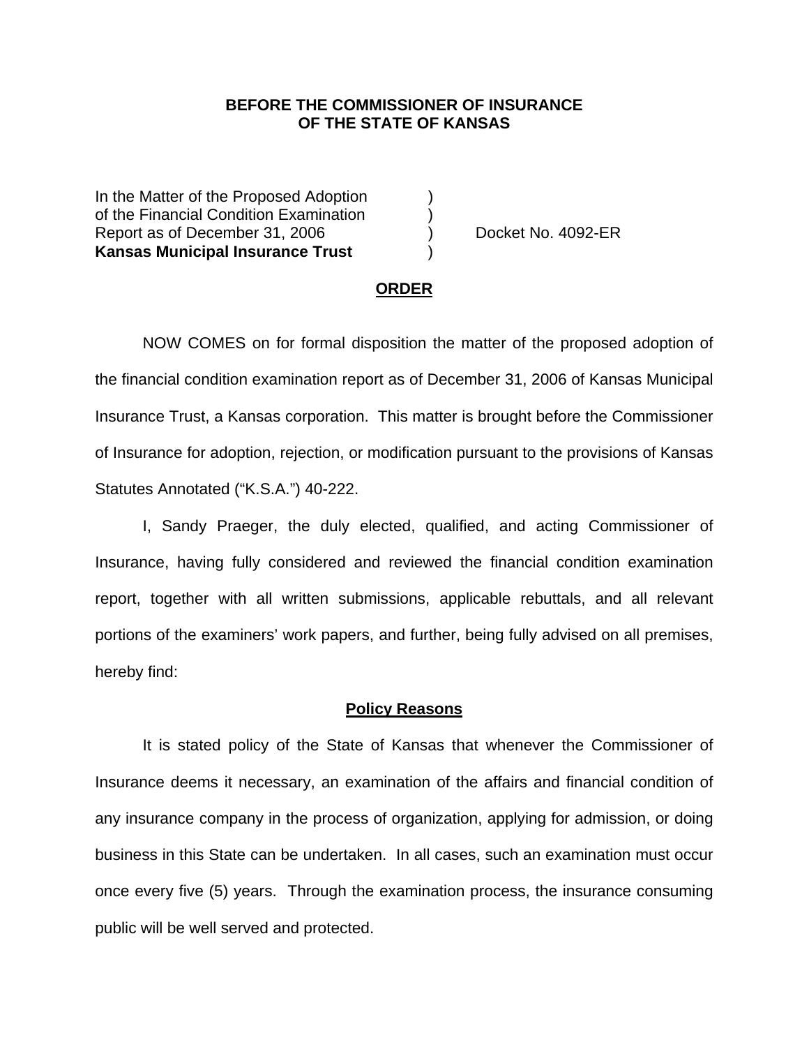**BEFORE THE COMMISSIONER OF INSURANCE**
**OF THE STATE OF KANSAS**

| | | |
|---|---|---|
| In the Matter of the Proposed Adoption | ) | |
| of the Financial Condition Examination | ) | |
| Report as of December 31, 2006 | ) | Docket No. 4092-ER |
| **Kansas Municipal Insurance Trust** | ) | |

## ORDER

NOW COMES on for formal disposition the matter of the proposed adoption of the financial condition examination report as of December 31, 2006 of Kansas Municipal Insurance Trust, a Kansas corporation. This matter is brought before the Commissioner of Insurance for adoption, rejection, or modification pursuant to the provisions of Kansas Statutes Annotated ("K.S.A.") 40-222.

I, Sandy Praeger, the duly elected, qualified, and acting Commissioner of Insurance, having fully considered and reviewed the financial condition examination report, together with all written submissions, applicable rebuttals, and all relevant portions of the examiners' work papers, and further, being fully advised on all premises, hereby find:

## Policy Reasons

It is stated policy of the State of Kansas that whenever the Commissioner of Insurance deems it necessary, an examination of the affairs and financial condition of any insurance company in the process of organization, applying for admission, or doing business in this State can be undertaken. In all cases, such an examination must occur once every five (5) years. Through the examination process, the insurance consuming public will be well served and protected.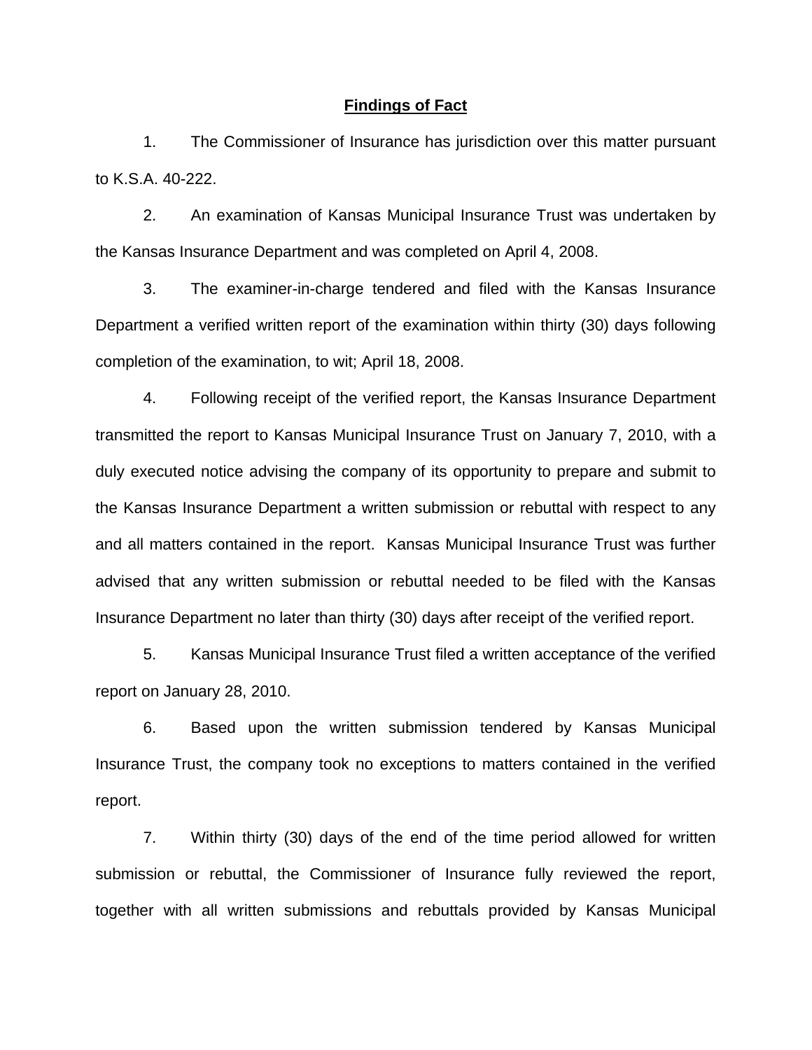## **Findings of Fact**

1. The Commissioner of Insurance has jurisdiction over this matter pursuant to K.S.A. 40-222.

2. An examination of Kansas Municipal Insurance Trust was undertaken by the Kansas Insurance Department and was completed on April 4, 2008.

3. The examiner-in-charge tendered and filed with the Kansas Insurance Department a verified written report of the examination within thirty (30) days following completion of the examination, to wit; April 18, 2008.

4. Following receipt of the verified report, the Kansas Insurance Department transmitted the report to Kansas Municipal Insurance Trust on January 7, 2010, with a duly executed notice advising the company of its opportunity to prepare and submit to the Kansas Insurance Department a written submission or rebuttal with respect to any and all matters contained in the report. Kansas Municipal Insurance Trust was further advised that any written submission or rebuttal needed to be filed with the Kansas Insurance Department no later than thirty (30) days after receipt of the verified report.

5. Kansas Municipal Insurance Trust filed a written acceptance of the verified report on January 28, 2010.

6. Based upon the written submission tendered by Kansas Municipal Insurance Trust, the company took no exceptions to matters contained in the verified report.

7. Within thirty (30) days of the end of the time period allowed for written submission or rebuttal, the Commissioner of Insurance fully reviewed the report, together with all written submissions and rebuttals provided by Kansas Municipal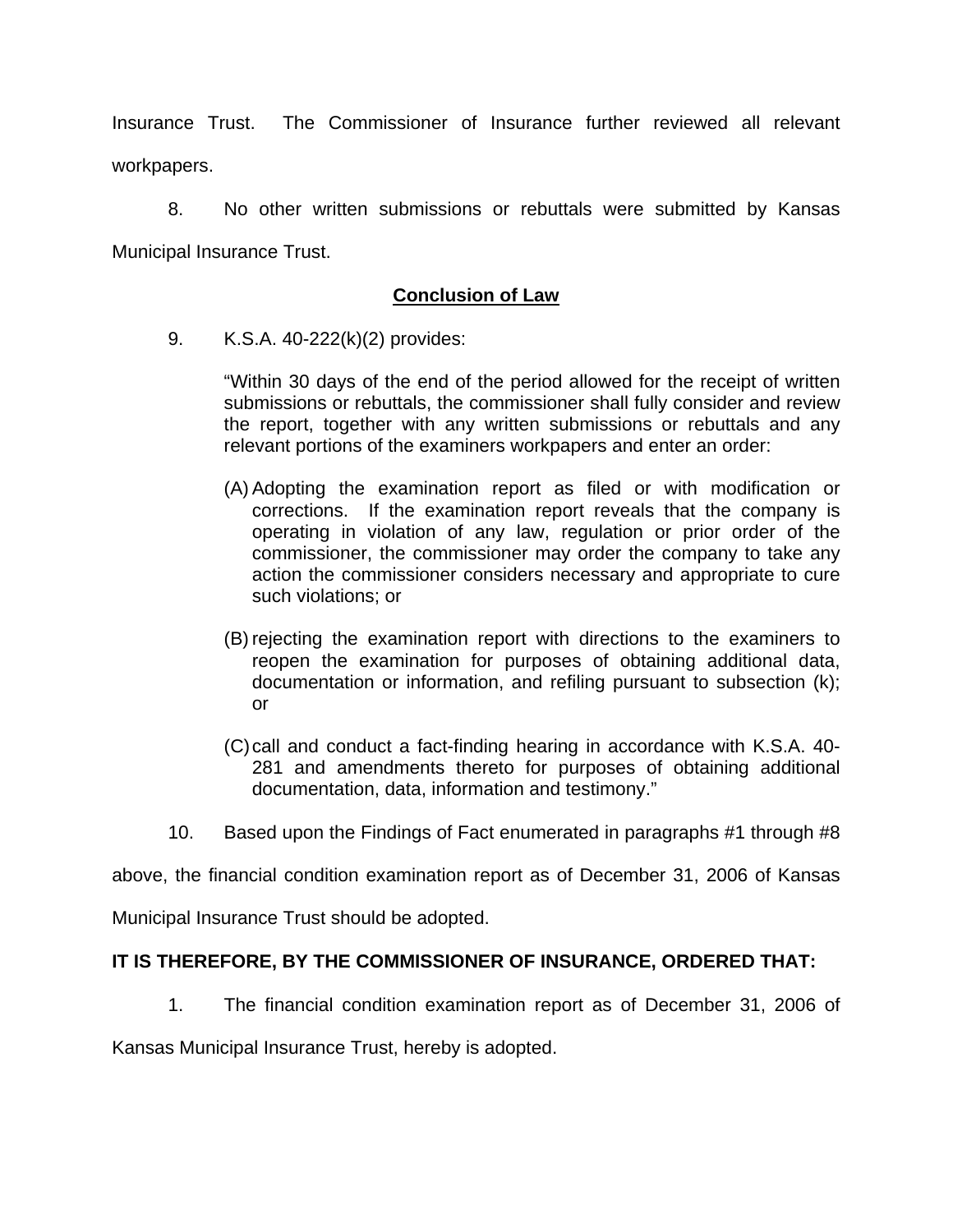Insurance Trust. The Commissioner of Insurance further reviewed all relevant workpapers.

8. No other written submissions or rebuttals were submitted by Kansas Municipal Insurance Trust.

## Conclusion of Law

9. K.S.A. 40-222(k)(2) provides:

> "Within 30 days of the end of the period allowed for the receipt of written submissions or rebuttals, the commissioner shall fully consider and review the report, together with any written submissions or rebuttals and any relevant portions of the examiners workpapers and enter an order:
>
> (A) Adopting the examination report as filed or with modification or corrections. If the examination report reveals that the company is operating in violation of any law, regulation or prior order of the commissioner, the commissioner may order the company to take any action the commissioner considers necessary and appropriate to cure such violations; or
>
> (B) rejecting the examination report with directions to the examiners to reopen the examination for purposes of obtaining additional data, documentation or information, and refiling pursuant to subsection (k); or
>
> (C) call and conduct a fact-finding hearing in accordance with K.S.A. 40-281 and amendments thereto for purposes of obtaining additional documentation, data, information and testimony."

10. Based upon the Findings of Fact enumerated in paragraphs #1 through #8 above, the financial condition examination report as of December 31, 2006 of Kansas Municipal Insurance Trust should be adopted.

**IT IS THEREFORE, BY THE COMMISSIONER OF INSURANCE, ORDERED THAT:**

1. The financial condition examination report as of December 31, 2006 of Kansas Municipal Insurance Trust, hereby is adopted.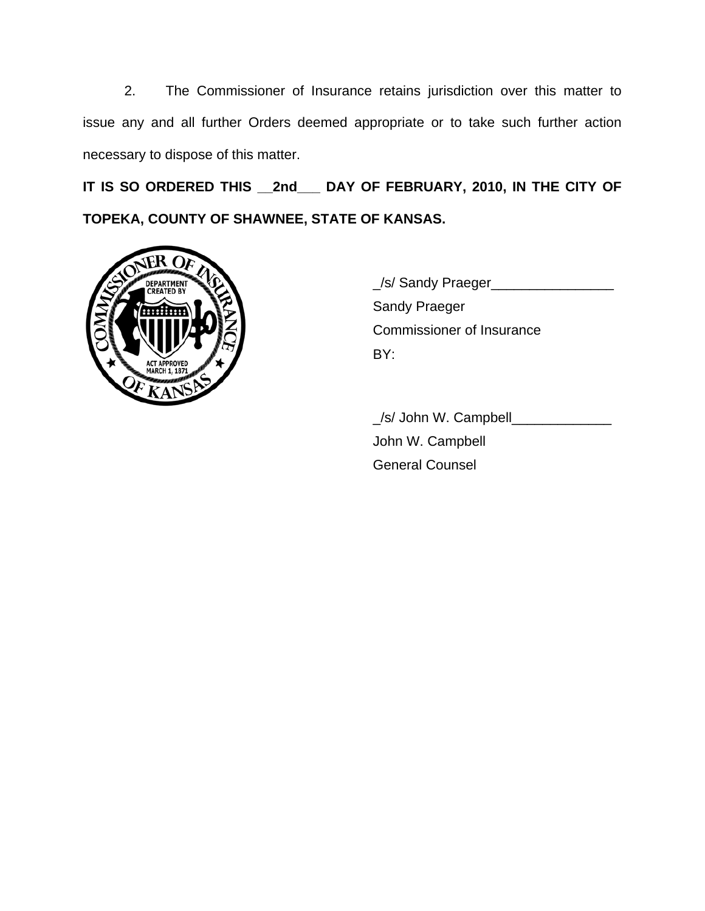2. The Commissioner of Insurance retains jurisdiction over this matter to issue any and all further Orders deemed appropriate or to take such further action necessary to dispose of this matter.

**IT IS SO ORDERED THIS __2nd___ DAY OF FEBRUARY, 2010, IN THE CITY OF TOPEKA, COUNTY OF SHAWNEE, STATE OF KANSAS.**

_/s/ Sandy Praeger________________
Sandy Praeger
Commissioner of Insurance
BY:

_/s/ John W. Campbell_____________
John W. Campbell
General Counsel